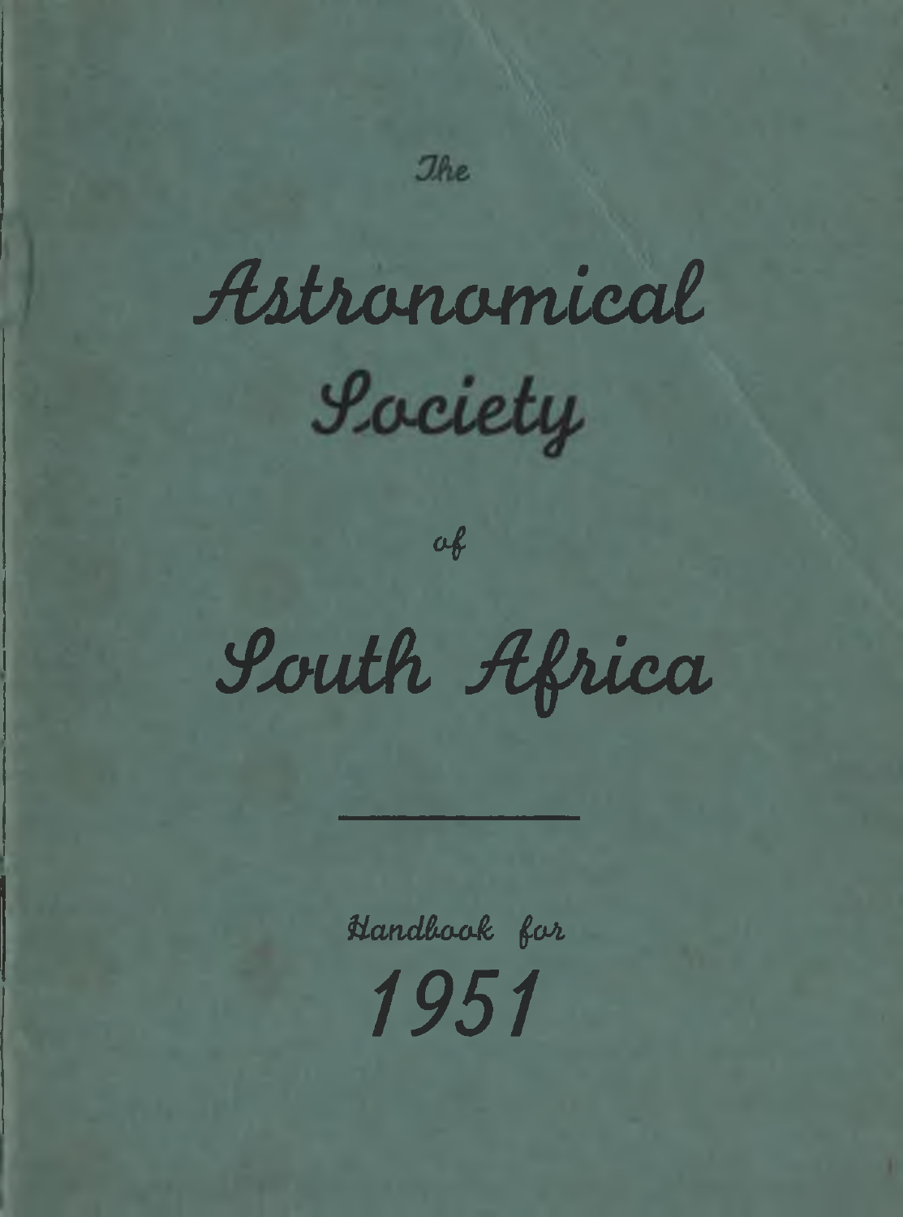The

# Astronomical Society

of

# South Africa

---

Handbook for

## 1951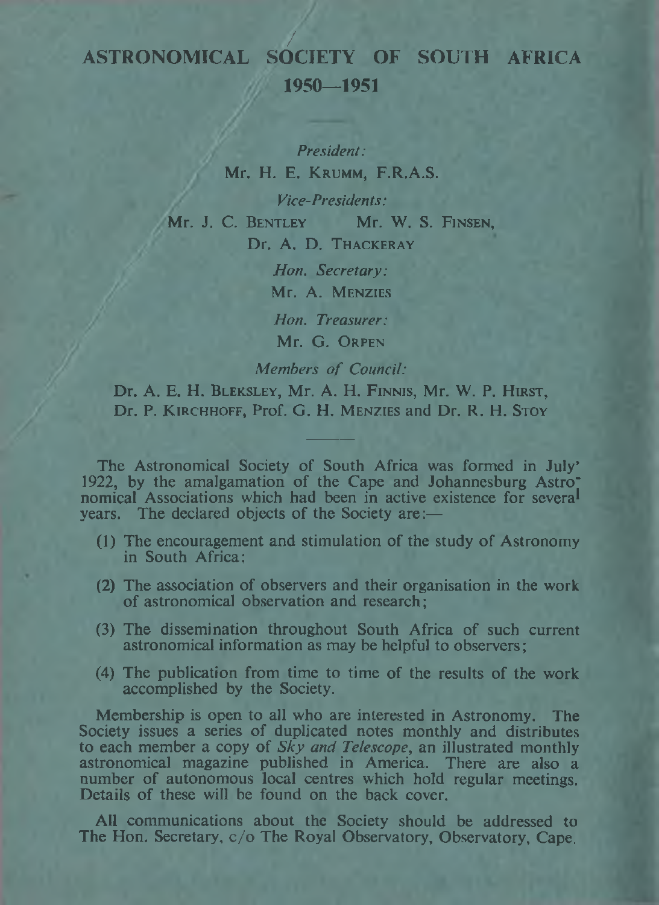# ASTRONOMICAL SOCIETY OF SOUTH AFRICA

## 1950—1951

*President:*
Mr. H. E. KRUMM, F.R.A.S.

*Vice-Presidents:*
Mr. J. C. BENTLEY Mr. W. S. FINSEN,
Dr. A. D. THACKERAY

*Hon. Secretary:*
Mr. A. MENZIES

*Hon. Treasurer:*
Mr. G. ORPEN

*Members of Council:*
Dr. A. E. H. BLEKSLEY, Mr. A. H. FINNIS, Mr. W. P. HIRST,
Dr. P. KIRCHHOFF, Prof. G. H. MENZIES and Dr. R. H. STOY

---

The Astronomical Society of South Africa was formed in July 1922, by the amalgamation of the Cape and Johannesburg Astronomical Associations which had been in active existence for several years. The declared objects of the Society are:—

(1) The encouragement and stimulation of the study of Astronomy in South Africa;

(2) The association of observers and their organisation in the work of astronomical observation and research;

(3) The dissemination throughout South Africa of such current astronomical information as may be helpful to observers;

(4) The publication from time to time of the results of the work accomplished by the Society.

Membership is open to all who are interested in Astronomy. The Society issues a series of duplicated notes monthly and distributes to each member a copy of *Sky and Telescope*, an illustrated monthly astronomical magazine published in America. There are also a number of autonomous local centres which hold regular meetings. Details of these will be found on the back cover.

All communications about the Society should be addressed to The Hon. Secretary, c/o The Royal Observatory, Observatory, Cape.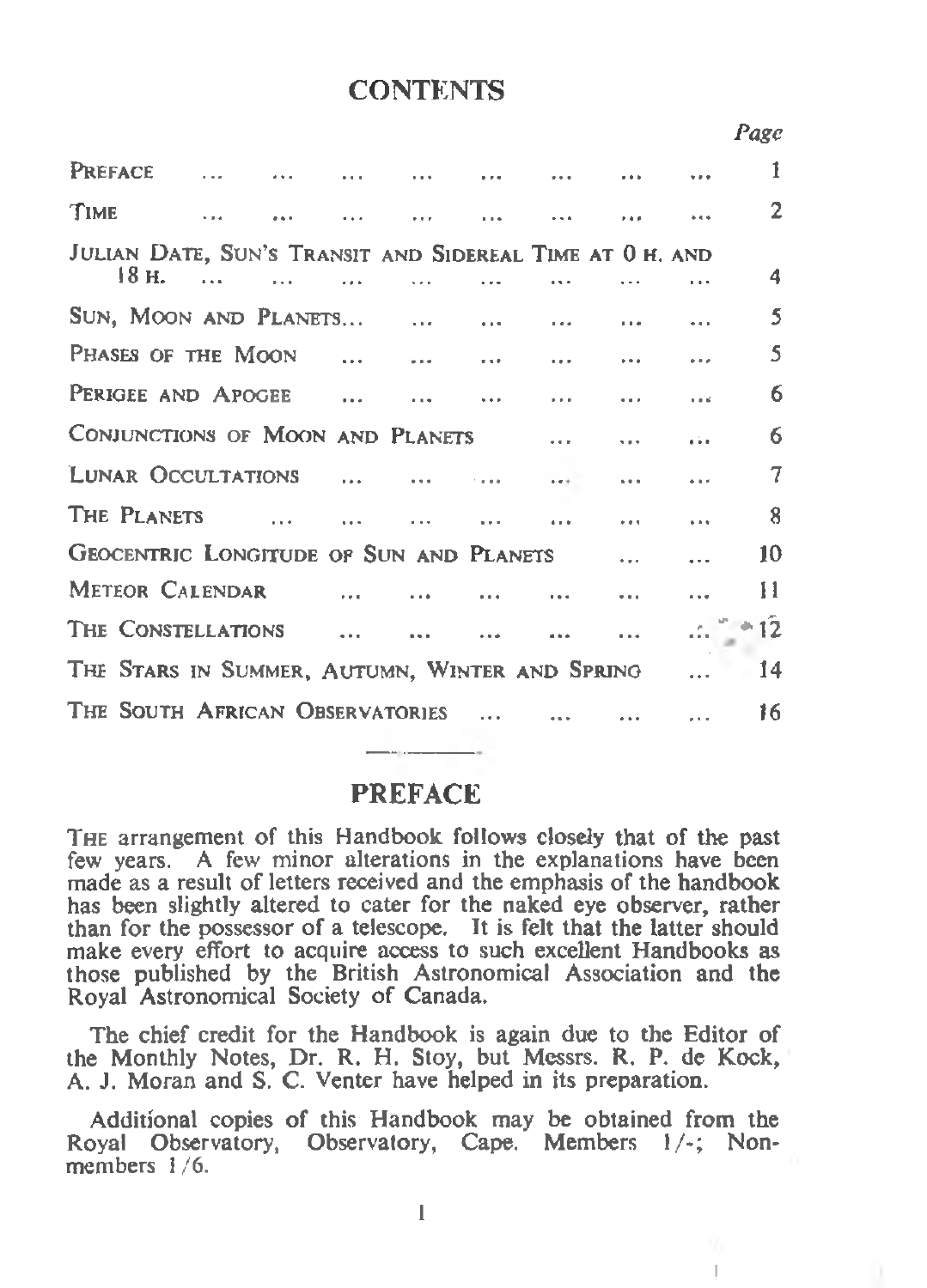# CONTENTS

| | Page |
|---|---|
| Preface | 1 |
| Time | 2 |
| Julian Date, Sun's Transit and Sidereal Time at 0 h. and 18 h. | 4 |
| Sun, Moon and Planets | 5 |
| Phases of the Moon | 5 |
| Perigee and Apogee | 6 |
| Conjunctions of Moon and Planets | 6 |
| Lunar Occultations | 7 |
| The Planets | 8 |
| Geocentric Longitude of Sun and Planets | 10 |
| Meteor Calendar | 11 |
| The Constellations | 12 |
| The Stars in Summer, Autumn, Winter and Spring | 14 |
| The South African Observatories | 16 |

# PREFACE

The arrangement of this Handbook follows closely that of the past few years. A few minor alterations in the explanations have been made as a result of letters received and the emphasis of the handbook has been slightly altered to cater for the naked eye observer, rather than for the possessor of a telescope. It is felt that the latter should make every effort to acquire access to such excellent Handbooks as those published by the British Astronomical Association and the Royal Astronomical Society of Canada.

The chief credit for the Handbook is again due to the Editor of the Monthly Notes, Dr. R. H. Stoy, but Messrs. R. P. de Kock, A. J. Moran and S. C. Venter have helped in its preparation.

Additional copies of this Handbook may be obtained from the Royal Observatory, Observatory, Cape. Members 1/-; Non-members 1/6.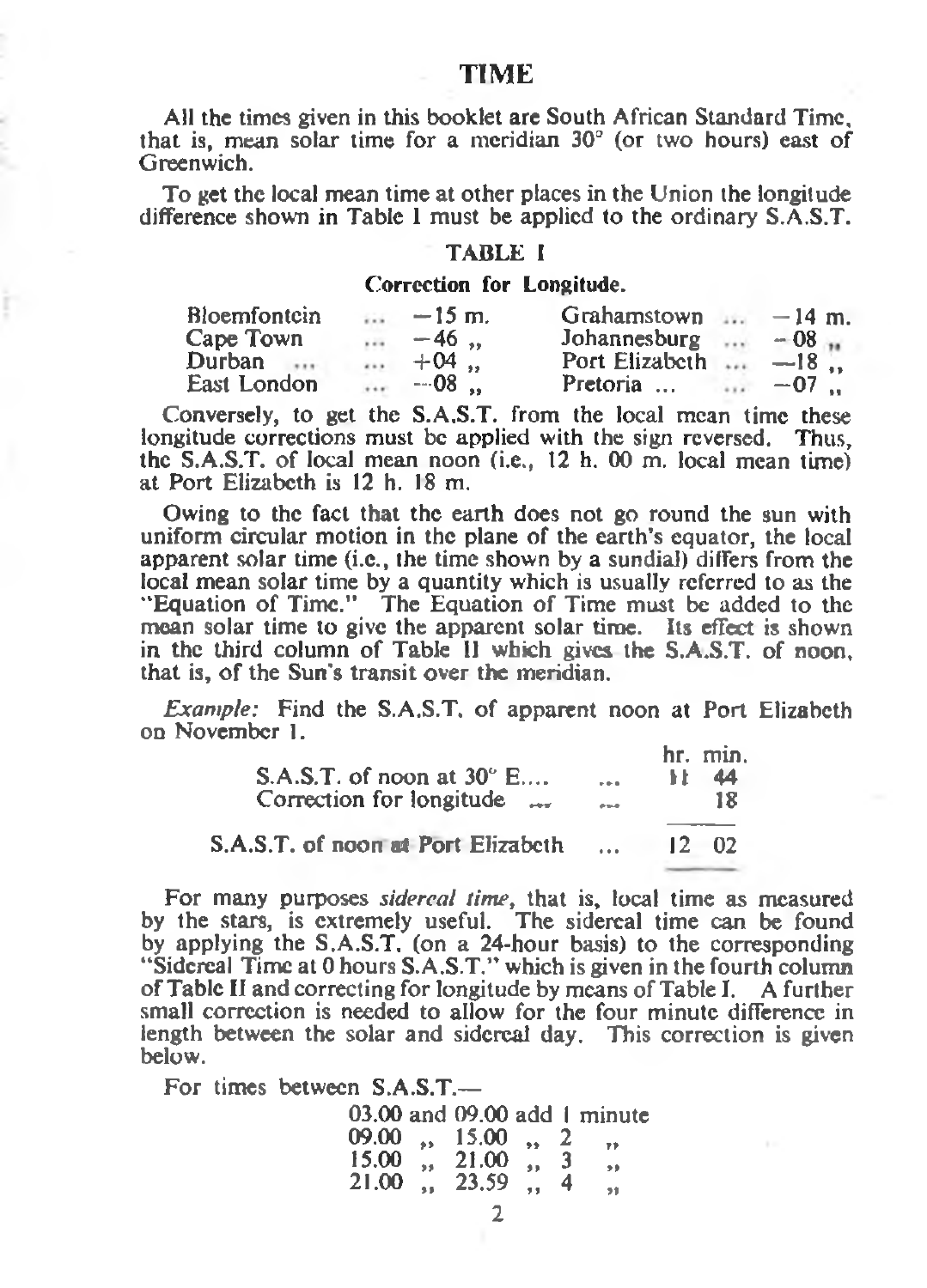# TIME

All the times given in this booklet are South African Standard Time, that is, mean solar time for a meridian 30° (or two hours) east of Greenwich.

To get the local mean time at other places in the Union the longitude difference shown in Table I must be applied to the ordinary S.A.S.T.

### TABLE I

**Correction for Longitude.**

| | | | |
|---|---|---|---|
| Bloemfontein | −15 m. | Grahamstown | −14 m. |
| Cape Town | −46 „ | Johannesburg | −08 „ |
| Durban | +04 „ | Port Elizabeth | −18 „ |
| East London | −08 „ | Pretoria | −07 „ |

Conversely, to get the S.A.S.T. from the local mean time these longitude corrections must be applied with the sign reversed. Thus, the S.A.S.T. of local mean noon (i.e., 12 h. 00 m. local mean time) at Port Elizabeth is 12 h. 18 m.

Owing to the fact that the earth does not go round the sun with uniform circular motion in the plane of the earth's equator, the local apparent solar time (i.e., the time shown by a sundial) differs from the local mean solar time by a quantity which is usually referred to as the "Equation of Time." The Equation of Time must be added to the mean solar time to give the apparent solar time. Its effect is shown in the third column of Table II which gives the S.A.S.T. of noon, that is, of the Sun's transit over the meridian.

*Example:* Find the S.A.S.T. of apparent noon at Port Elizabeth on November 1.

| | hr. | min. |
|---|---|---|
| S.A.S.T. of noon at 30° E.... | 11 | 44 |
| Correction for longitude | | 18 |
| S.A.S.T. of noon at Port Elizabeth | 12 | 02 |

For many purposes *sidereal time*, that is, local time as measured by the stars, is extremely useful. The sidereal time can be found by applying the S.A.S.T. (on a 24-hour basis) to the corresponding "Sidereal Time at 0 hours S.A.S.T." which is given in the fourth column of Table II and correcting for longitude by means of Table I. A further small correction is needed to allow for the four minute difference in length between the solar and sidereal day. This correction is given below.

For times between S.A.S.T.—

| | | | |
|---|---|---|---|
| 03.00 and 09.00 | add | 1 | minute |
| 09.00 „ 15.00 | „ | 2 | „ |
| 15.00 „ 21.00 | „ | 3 | „ |
| 21.00 „ 23.59 | „ | 4 | „ |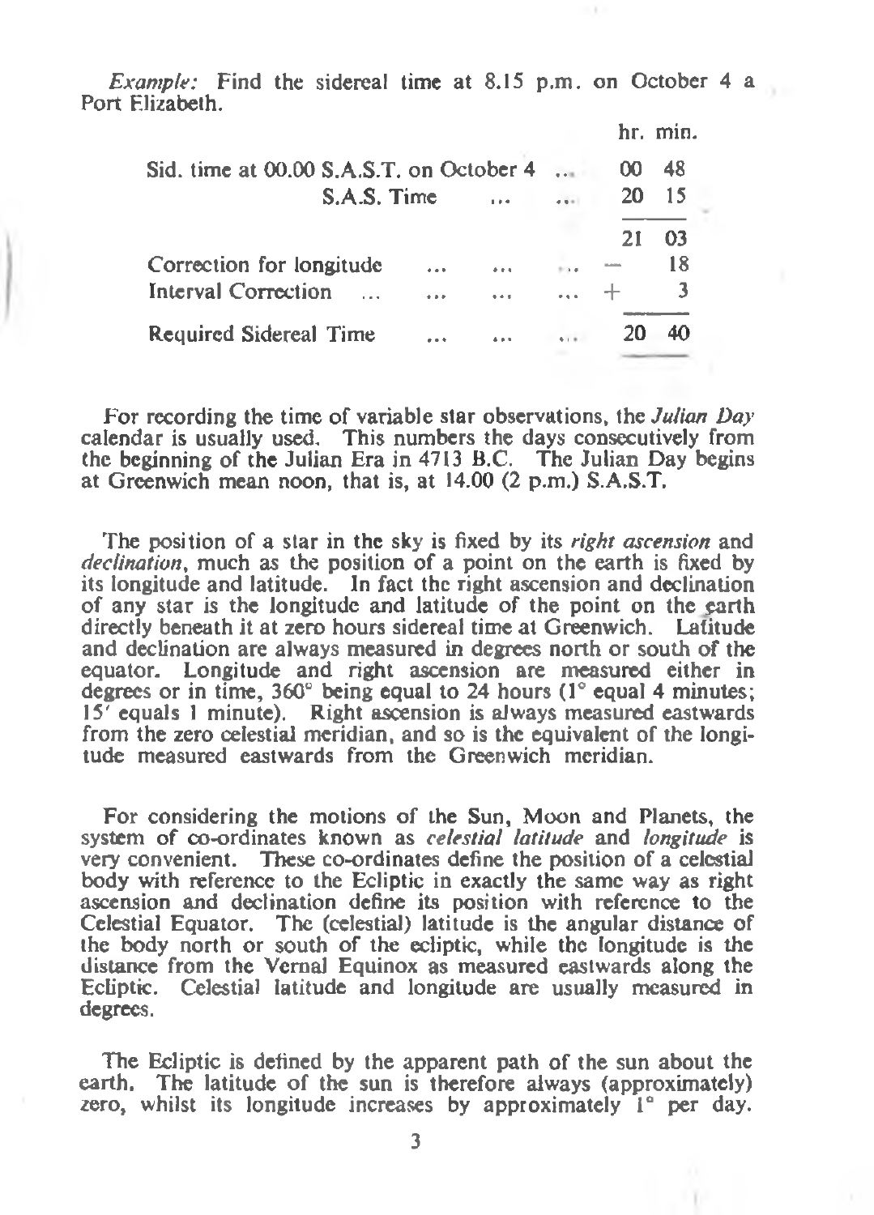*Example:* Find the sidereal time at 8.15 p.m. on October 4 a Port Elizabeth.

| | | hr. | min. |
|---|---|---|---|
| Sid. time at 00.00 S.A.S.T. on October 4 ... | | 00 | 48 |
| S.A.S. Time ... ... | | 20 | 15 |
| | | 21 | 03 |
| Correction for longitude ... ... ... | — | | 18 |
| Interval Correction ... ... ... ... | + | | 3 |
| Required Sidereal Time ... ... ... | | 20 | 40 |

For recording the time of variable star observations, the *Julian Day* calendar is usually used. This numbers the days consecutively from the beginning of the Julian Era in 4713 B.C. The Julian Day begins at Greenwich mean noon, that is, at 14.00 (2 p.m.) S.A.S.T.

The position of a star in the sky is fixed by its *right ascension* and *declination*, much as the position of a point on the earth is fixed by its longitude and latitude. In fact the right ascension and declination of any star is the longitude and latitude of the point on the earth directly beneath it at zero hours sidereal time at Greenwich. Latitude and declination are always measured in degrees north or south of the equator. Longitude and right ascension are measured either in degrees or in time, 360° being equal to 24 hours (1° equal 4 minutes; 15′ equals 1 minute). Right ascension is always measured eastwards from the zero celestial meridian, and so is the equivalent of the longitude measured eastwards from the Greenwich meridian.

For considering the motions of the Sun, Moon and Planets, the system of co-ordinates known as *celestial latitude* and *longitude* is very convenient. These co-ordinates define the position of a celestial body with reference to the Ecliptic in exactly the same way as right ascension and declination define its position with reference to the Celestial Equator. The (celestial) latitude is the angular distance of the body north or south of the ecliptic, while the longitude is the distance from the Vernal Equinox as measured eastwards along the Ecliptic. Celestial latitude and longitude are usually measured in degrees.

The Ecliptic is defined by the apparent path of the sun about the earth. The latitude of the sun is therefore always (approximately) zero, whilst its longitude increases by approximately 1° per day.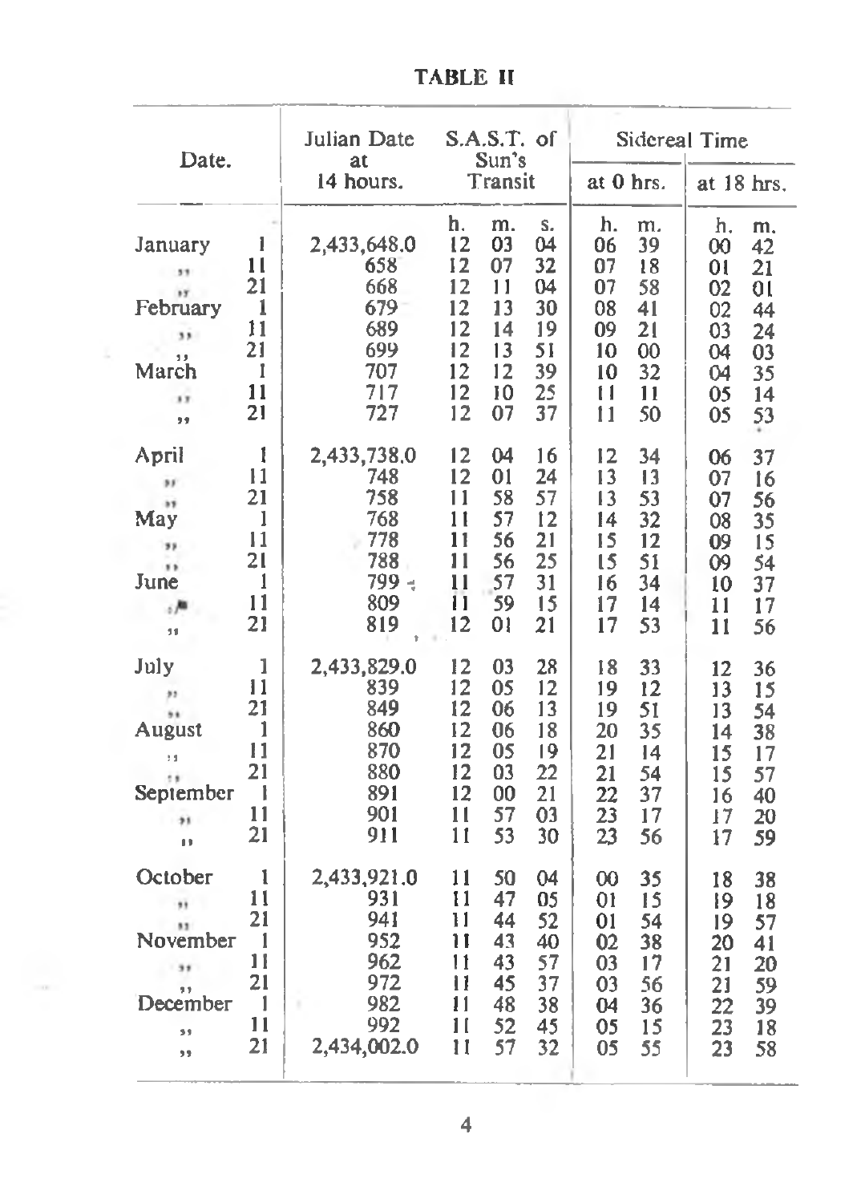# TABLE II

| Date. | | Julian Date at 14 hours. | S.A.S.T. of Sun's Transit | | | Sidereal Time | | | |
|---|---|---|---|---|---|---|---|---|---|
| | | | | | | at 0 hrs. | | at 18 hrs. | |
| | | | h. | m. | s. | h. | m. | h. | m. |
| January | 1 | 2,433,648.0 | 12 | 03 | 04 | 06 | 39 | 00 | 42 |
| ,, | 11 | 658 | 12 | 07 | 32 | 07 | 18 | 01 | 21 |
| ,, | 21 | 668 | 12 | 11 | 04 | 07 | 58 | 02 | 01 |
| February | 1 | 679 | 12 | 13 | 30 | 08 | 41 | 02 | 44 |
| ,, | 11 | 689 | 12 | 14 | 19 | 09 | 21 | 03 | 24 |
| ,, | 21 | 699 | 12 | 13 | 51 | 10 | 00 | 04 | 03 |
| March | 1 | 707 | 12 | 12 | 39 | 10 | 32 | 04 | 35 |
| ,, | 11 | 717 | 12 | 10 | 25 | 11 | 11 | 05 | 14 |
| ,, | 21 | 727 | 12 | 07 | 37 | 11 | 50 | 05 | 53 |
| April | 1 | 2,433,738.0 | 12 | 04 | 16 | 12 | 34 | 06 | 37 |
| ,, | 11 | 748 | 12 | 01 | 24 | 13 | 13 | 07 | 16 |
| ,, | 21 | 758 | 11 | 58 | 57 | 13 | 53 | 07 | 56 |
| May | 1 | 768 | 11 | 57 | 12 | 14 | 32 | 08 | 35 |
| ,, | 11 | 778 | 11 | 56 | 21 | 15 | 12 | 09 | 15 |
| ,, | 21 | 788 | 11 | 56 | 25 | 15 | 51 | 09 | 54 |
| June | 1 | 799 | 11 | 57 | 31 | 16 | 34 | 10 | 37 |
| ,, | 11 | 809 | 11 | 59 | 15 | 17 | 14 | 11 | 17 |
| ,, | 21 | 819 | 12 | 01 | 21 | 17 | 53 | 11 | 56 |
| July | 1 | 2,433,829.0 | 12 | 03 | 28 | 18 | 33 | 12 | 36 |
| ,, | 11 | 839 | 12 | 05 | 12 | 19 | 12 | 13 | 15 |
| ,, | 21 | 849 | 12 | 06 | 13 | 19 | 51 | 13 | 54 |
| August | 1 | 860 | 12 | 06 | 18 | 20 | 35 | 14 | 38 |
| ,, | 11 | 870 | 12 | 05 | 19 | 21 | 14 | 15 | 17 |
| ,, | 21 | 880 | 12 | 03 | 22 | 21 | 54 | 15 | 57 |
| September | 1 | 891 | 12 | 00 | 21 | 22 | 37 | 16 | 40 |
| ,, | 11 | 901 | 11 | 57 | 03 | 23 | 17 | 17 | 20 |
| ,, | 21 | 911 | 11 | 53 | 30 | 23 | 56 | 17 | 59 |
| October | 1 | 2,433,921.0 | 11 | 50 | 04 | 00 | 35 | 18 | 38 |
| ,, | 11 | 931 | 11 | 47 | 05 | 01 | 15 | 19 | 18 |
| ,, | 21 | 941 | 11 | 44 | 52 | 01 | 54 | 19 | 57 |
| November | 1 | 952 | 11 | 43 | 40 | 02 | 38 | 20 | 41 |
| ,, | 11 | 962 | 11 | 43 | 57 | 03 | 17 | 21 | 20 |
| ,, | 21 | 972 | 11 | 45 | 37 | 03 | 56 | 21 | 59 |
| December | 1 | 982 | 11 | 48 | 38 | 04 | 36 | 22 | 39 |
| ,, | 11 | 992 | 11 | 52 | 45 | 05 | 15 | 23 | 18 |
| ,, | 21 | 2,434,002.0 | 11 | 57 | 32 | 05 | 55 | 23 | 58 |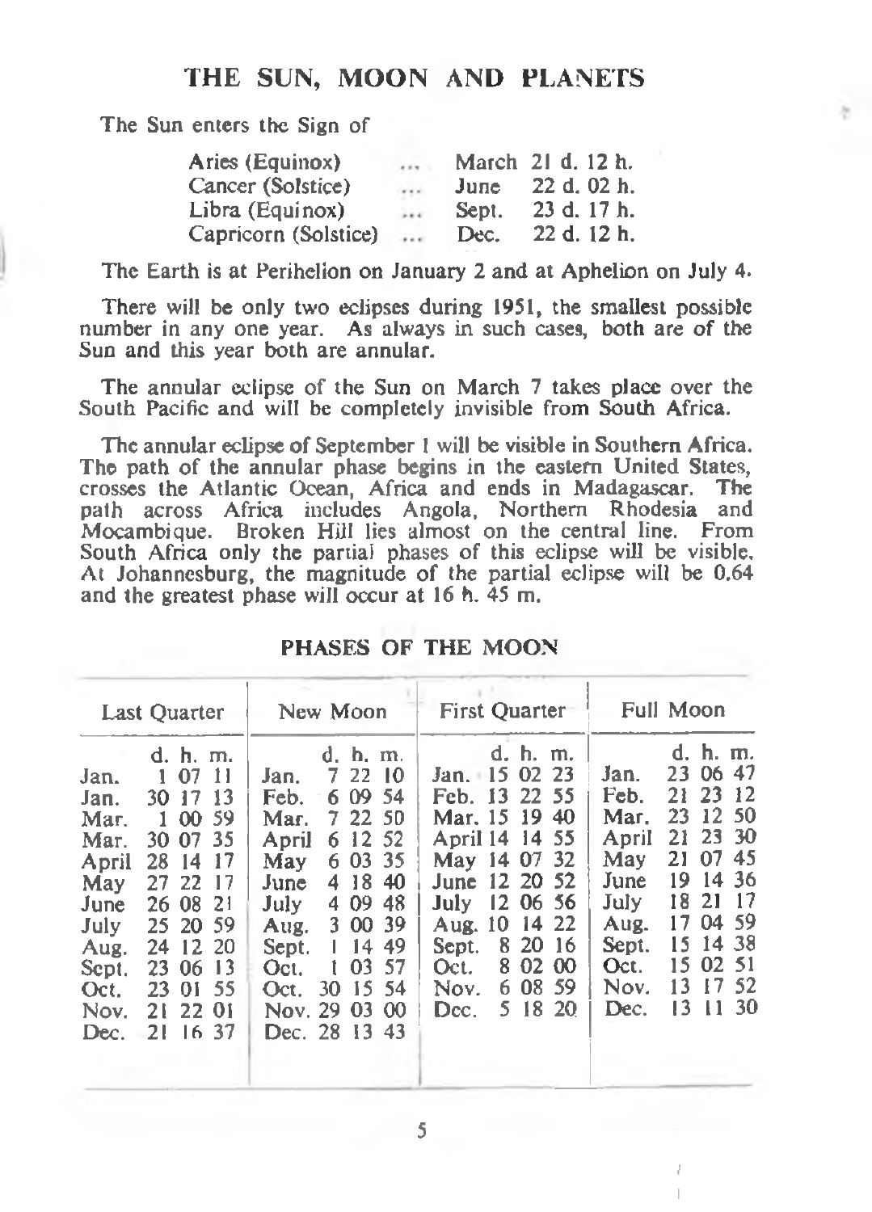# THE SUN, MOON AND PLANETS

The Sun enters the Sign of

| | | | |
|---|---|---|---|
| Aries (Equinox) | ... | March | 21 d. 12 h. |
| Cancer (Solstice) | ... | June | 22 d. 02 h. |
| Libra (Equinox) | ... | Sept. | 23 d. 17 h. |
| Capricorn (Solstice) | ... | Dec. | 22 d. 12 h. |

The Earth is at Perihelion on January 2 and at Aphelion on July 4.

There will be only two eclipses during 1951, the smallest possible number in any one year. As always in such cases, both are of the Sun and this year both are annular.

The annular eclipse of the Sun on March 7 takes place over the South Pacific and will be completely invisible from South Africa.

The annular eclipse of September 1 will be visible in Southern Africa. The path of the annular phase begins in the eastern United States, crosses the Atlantic Ocean, Africa and ends in Madagascar. The path across Africa includes Angola, Northern Rhodesia and Mocambique. Broken Hill lies almost on the central line. From South Africa only the partial phases of this eclipse will be visible. At Johannesburg, the magnitude of the partial eclipse will be 0.64 and the greatest phase will occur at 16 h. 45 m.

## PHASES OF THE MOON

| Last Quarter | d. h. m. | New Moon | d. h. m. | First Quarter | d. h. m. | Full Moon | d. h. m. |
|---|---|---|---|---|---|---|---|
| Jan. | 1 07 11 | Jan. | 7 22 10 | Jan. | 15 02 23 | Jan. | 23 06 47 |
| Jan. | 30 17 13 | Feb. | 6 09 54 | Feb. | 13 22 55 | Feb. | 21 23 12 |
| Mar. | 1 00 59 | Mar. | 7 22 50 | Mar. | 15 19 40 | Mar. | 23 12 50 |
| Mar. | 30 07 35 | April | 6 12 52 | April | 14 14 55 | April | 21 23 30 |
| April | 28 14 17 | May | 6 03 35 | May | 14 07 32 | May | 21 07 45 |
| May | 27 22 17 | June | 4 18 40 | June | 12 20 52 | June | 19 14 36 |
| June | 26 08 21 | July | 4 09 48 | July | 12 06 56 | July | 18 21 17 |
| July | 25 20 59 | Aug. | 3 00 39 | Aug. | 10 14 22 | Aug. | 17 04 59 |
| Aug. | 24 12 20 | Sept. | 1 14 49 | Sept. | 8 20 16 | Sept. | 15 14 38 |
| Sept. | 23 06 13 | Oct. | 1 03 57 | Oct. | 8 02 00 | Oct. | 15 02 51 |
| Oct. | 23 01 55 | Oct. | 30 15 54 | Nov. | 6 08 59 | Nov. | 13 17 52 |
| Nov. | 21 22 01 | Nov. | 29 03 00 | Dec. | 5 18 20 | Dec. | 13 11 30 |
| Dec. | 21 16 37 | Dec. | 28 13 43 | | | | |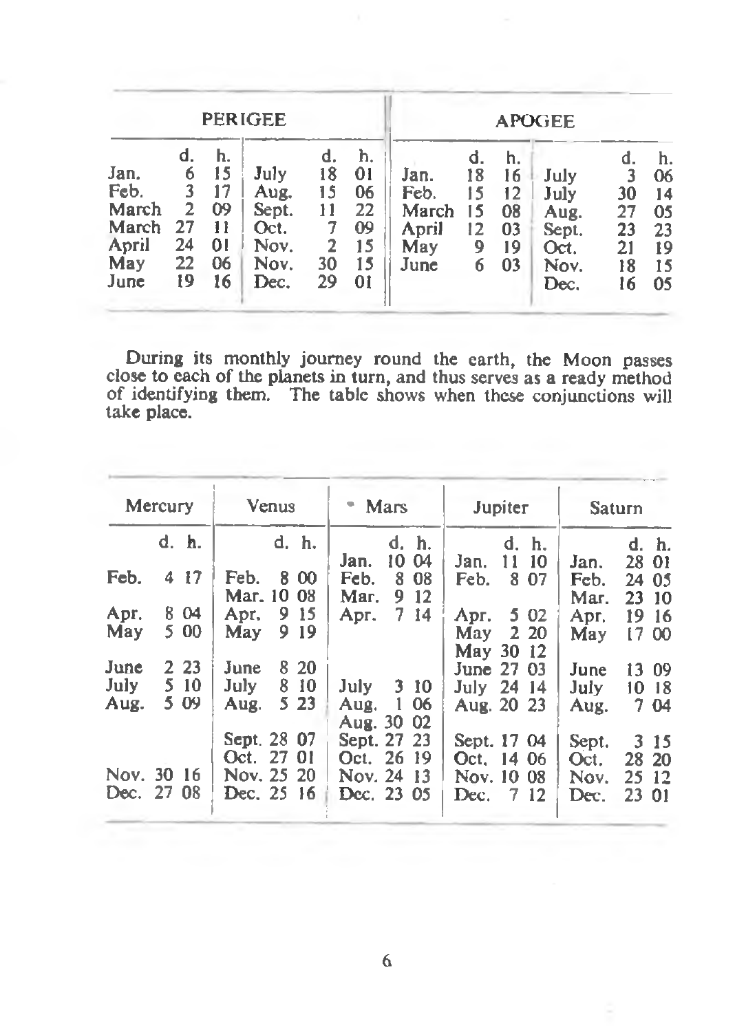| PERIGEE | | | | | | APOGEE | | | | | |
|---|---|---|---|---|---|---|---|---|---|---|---|
| | d. | h. | | d. | h. | | d. | h. | | d. | h. |
| Jan. | 6 | 15 | July | 18 | 01 | Jan. | 18 | 16 | July | 3 | 06 |
| Feb. | 3 | 17 | Aug. | 15 | 06 | Feb. | 15 | 12 | July | 30 | 14 |
| March | 2 | 09 | Sept. | 11 | 22 | March | 15 | 08 | Aug. | 27 | 05 |
| March | 27 | 11 | Oct. | 7 | 09 | April | 12 | 03 | Sept. | 23 | 23 |
| April | 24 | 01 | Nov. | 2 | 15 | May | 9 | 19 | Oct. | 21 | 19 |
| May | 22 | 06 | Nov. | 30 | 15 | June | 6 | 03 | Nov. | 18 | 15 |
| June | 19 | 16 | Dec. | 29 | 01 | | | | Dec. | 16 | 05 |

During its monthly journey round the earth, the Moon passes close to each of the planets in turn, and thus serves as a ready method of identifying them. The table shows when these conjunctions will take place.

| Mercury | | | Venus | | | Mars | | | Jupiter | | | Saturn | | |
|---|---|---|---|---|---|---|---|---|---|---|---|---|---|---|
| | d. | h. | | d. | h. | | d. | h. | | d. | h. | | d. | h. |
| | | | | | | Jan. | 10 | 04 | Jan. | 11 | 10 | Jan. | 28 | 01 |
| Feb. | 4 | 17 | Feb. | 8 | 00 | Feb. | 8 | 08 | Feb. | 8 | 07 | Feb. | 24 | 05 |
| | | | Mar. | 10 | 08 | Mar. | 9 | 12 | | | | Mar. | 23 | 10 |
| Apr. | 8 | 04 | Apr. | 9 | 15 | Apr. | 7 | 14 | Apr. | 5 | 02 | Apr. | 19 | 16 |
| May | 5 | 00 | May | 9 | 19 | | | | May | 2 | 20 | May | 17 | 00 |
| | | | | | | | | | May | 30 | 12 | | | |
| June | 2 | 23 | June | 8 | 20 | | | | June | 27 | 03 | June | 13 | 09 |
| July | 5 | 10 | July | 8 | 10 | July | 3 | 10 | July | 24 | 14 | July | 10 | 18 |
| Aug. | 5 | 09 | Aug. | 5 | 23 | Aug. | 1 | 06 | Aug. | 20 | 23 | Aug. | 7 | 04 |
| | | | | | | Aug. | 30 | 02 | | | | | | |
| | | | Sept. | 28 | 07 | Sept. | 27 | 23 | Sept. | 17 | 04 | Sept. | 3 | 15 |
| | | | Oct. | 27 | 01 | Oct. | 26 | 19 | Oct. | 14 | 06 | Oct. | 28 | 20 |
| Nov. | 30 | 16 | Nov. | 25 | 20 | Nov. | 24 | 13 | Nov. | 10 | 08 | Nov. | 25 | 12 |
| Dec. | 27 | 08 | Dec. | 25 | 16 | Dec. | 23 | 05 | Dec. | 7 | 12 | Dec. | 23 | 01 |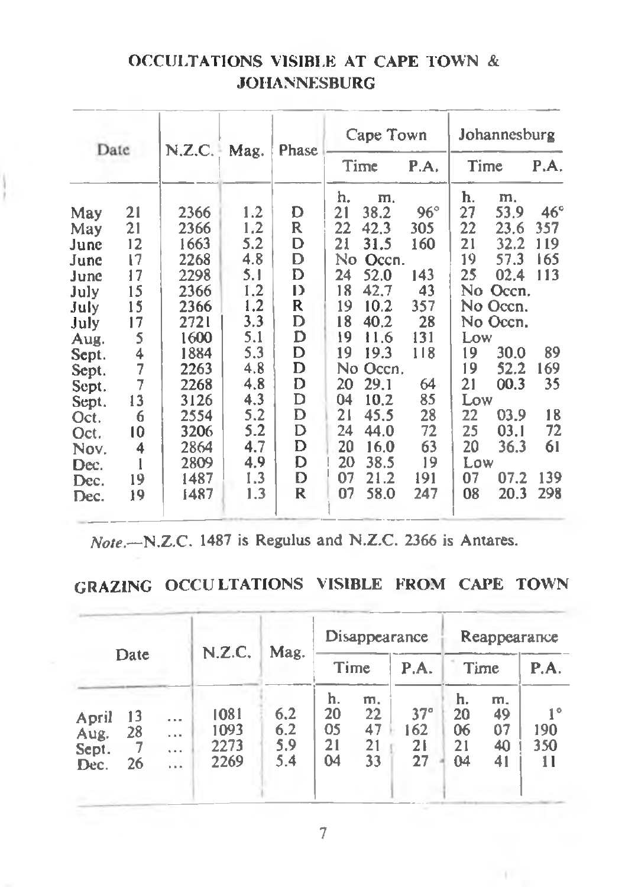## OCCULTATIONS VISIBLE AT CAPE TOWN & JOHANNESBURG

| Date | | N.Z.C. | Mag. | Phase | Cape Town | | Johannesburg | |
|---|---|---|---|---|---|---|---|---|
| | | | | | Time | P.A. | Time | P.A. |
| | | | | | h. m. | | h. m. | |
| May | 21 | 2366 | 1.2 | D | 21 38.2 | 96° | 27 53.9 | 46° |
| May | 21 | 2366 | 1.2 | R | 22 42.3 | 305 | 22 23.6 | 357 |
| June | 12 | 1663 | 5.2 | D | 21 31.5 | 160 | 21 32.2 | 119 |
| June | 17 | 2268 | 4.8 | D | No Occn. | | 19 57.3 | 165 |
| June | 17 | 2298 | 5.1 | D | 24 52.0 | 143 | 25 02.4 | 113 |
| July | 15 | 2366 | 1.2 | D | 18 42.7 | 43 | No Occn. | |
| July | 15 | 2366 | 1.2 | R | 19 10.2 | 357 | No Occn. | |
| July | 17 | 2721 | 3.3 | D | 18 40.2 | 28 | No Occn. | |
| Aug. | 5 | 1600 | 5.1 | D | 19 11.6 | 131 | Low | |
| Sept. | 4 | 1884 | 5.3 | D | 19 19.3 | 118 | 19 30.0 | 89 |
| Sept. | 7 | 2263 | 4.8 | D | No Occn. | | 19 52.2 | 169 |
| Sept. | 7 | 2268 | 4.8 | D | 20 29.1 | 64 | 21 00.3 | 35 |
| Sept. | 13 | 3126 | 4.3 | D | 04 10.2 | 85 | Low | |
| Oct. | 6 | 2554 | 5.2 | D | 21 45.5 | 28 | 22 03.9 | 18 |
| Oct. | 10 | 3206 | 5.2 | D | 24 44.0 | 72 | 25 03.1 | 72 |
| Nov. | 4 | 2864 | 4.7 | D | 20 16.0 | 63 | 20 36.3 | 61 |
| Dec. | 1 | 2809 | 4.9 | D | 20 38.5 | 19 | Low | |
| Dec. | 19 | 1487 | 1.3 | D | 07 21.2 | 191 | 07 07.2 | 139 |
| Dec. | 19 | 1487 | 1.3 | R | 07 58.0 | 247 | 08 20.3 | 298 |

*Note.*—N.Z.C. 1487 is Regulus and N.Z.C. 2366 is Antares.

## GRAZING OCCULTATIONS VISIBLE FROM CAPE TOWN

| Date | | N.Z.C. | Mag. | Disappearance | | | Reappearance | | |
|---|---|---|---|---|---|---|---|---|---|
| | | | | Time | | P.A. | Time | | P.A. |
| | | | | h. | m. | | h. | m. | |
| April | 13 ... | 1081 | 6.2 | 20 | 22 | 37° | 20 | 49 | 1° |
| Aug. | 28 ... | 1093 | 6.2 | 05 | 47 | 162 | 06 | 07 | 190 |
| Sept. | 7 ... | 2273 | 5.9 | 21 | 21 | 21 | 21 | 40 | 350 |
| Dec. | 26 ... | 2269 | 5.4 | 04 | 33 | 27 | 04 | 41 | 11 |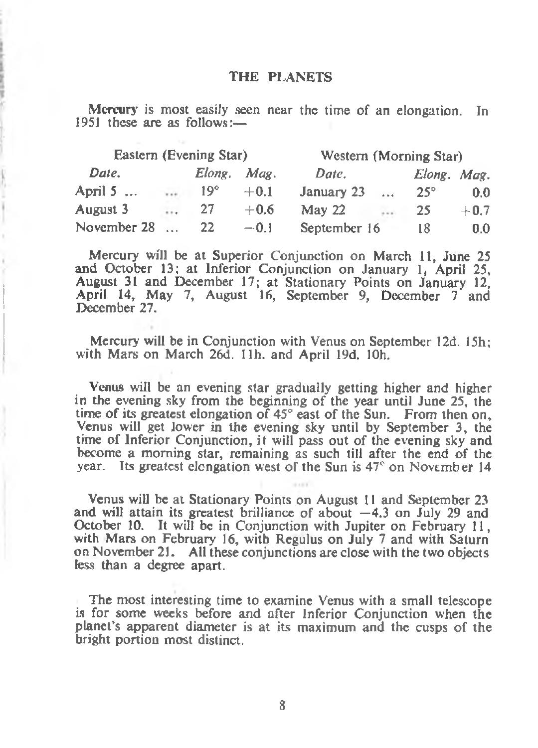## THE PLANETS

**Mercury** is most easily seen near the time of an elongation. In 1951 these are as follows:—

| Eastern (Evening Star) | | | Western (Morning Star) | | |
|---|---|---|---|---|---|
| *Date.* | *Elong.* | *Mag.* | *Date.* | *Elong.* | *Mag.* |
| April 5 ... | 19° | +0.1 | January 23 ... | 25° | 0.0 |
| August 3 ... | 27 | +0.6 | May 22 ... | 25 | +0.7 |
| November 28 ... | 22 | −0.1 | September 16 | 18 | 0.0 |

Mercury will be at Superior Conjunction on March 11, June 25 and October 13; at Inferior Conjunction on January 1, April 25, August 31 and December 17; at Stationary Points on January 12, April 14, May 7, August 16, September 9, December 7 and December 27.

Mercury will be in Conjunction with Venus on September 12d. 15h; with Mars on March 26d. 11h. and April 19d. 10h.

**Venus** will be an evening star gradually getting higher and higher in the evening sky from the beginning of the year until June 25, the time of its greatest elongation of 45° east of the Sun. From then on, Venus will get lower in the evening sky until by September 3, the time of Inferior Conjunction, it will pass out of the evening sky and become a morning star, remaining as such till after the end of the year. Its greatest elongation west of the Sun is 47° on November 14

Venus will be at Stationary Points on August 11 and September 23 and will attain its greatest brilliance of about −4.3 on July 29 and October 10. It will be in Conjunction with Jupiter on February 11, with Mars on February 16, with Regulus on July 7 and with Saturn on November 21. All these conjunctions are close with the two objects less than a degree apart.

The most interesting time to examine Venus with a small telescope is for some weeks before and after Inferior Conjunction when the planet's apparent diameter is at its maximum and the cusps of the bright portion most distinct.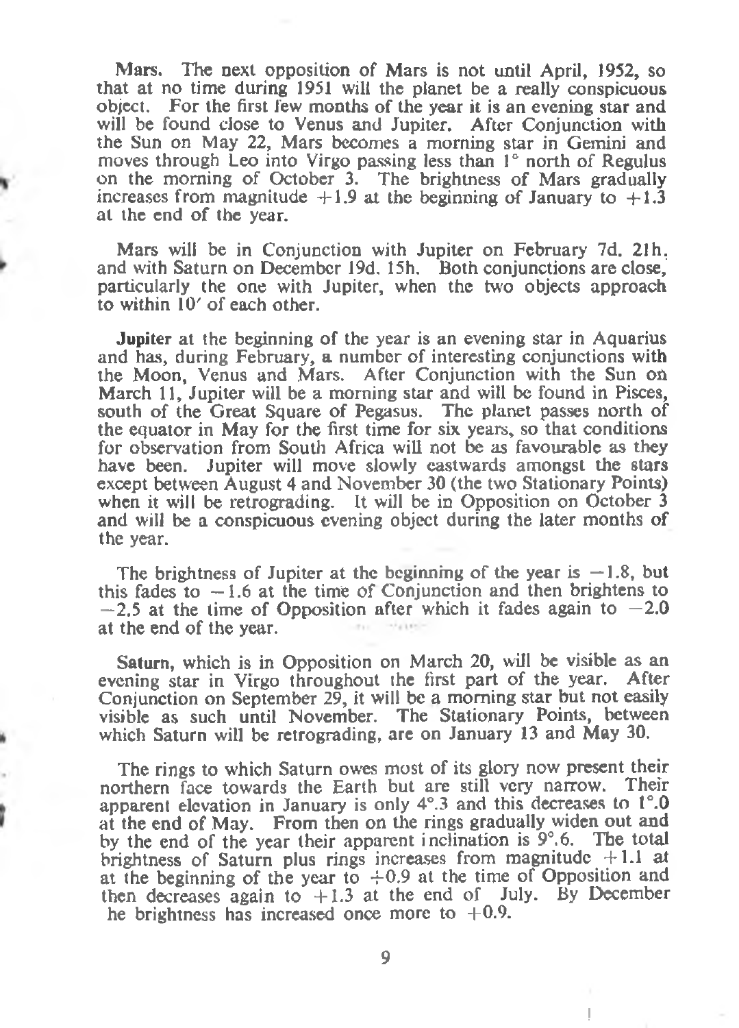**Mars.** The next opposition of Mars is not until April, 1952, so that at no time during 1951 will the planet be a really conspicuous object. For the first few months of the year it is an evening star and will be found close to Venus and Jupiter. After Conjunction with the Sun on May 22, Mars becomes a morning star in Gemini and moves through Leo into Virgo passing less than 1° north of Regulus on the morning of October 3. The brightness of Mars gradually increases from magnitude +1.9 at the beginning of January to +1.3 at the end of the year.

Mars will be in Conjunction with Jupiter on February 7d. 21h. and with Saturn on December 19d. 15h. Both conjunctions are close, particularly the one with Jupiter, when the two objects approach to within 10′ of each other.

**Jupiter** at the beginning of the year is an evening star in Aquarius and has, during February, a number of interesting conjunctions with the Moon, Venus and Mars. After Conjunction with the Sun on March 11, Jupiter will be a morning star and will be found in Pisces, south of the Great Square of Pegasus. The planet passes north of the equator in May for the first time for six years, so that conditions for observation from South Africa will not be as favourable as they have been. Jupiter will move slowly eastwards amongst the stars except between August 4 and November 30 (the two Stationary Points) when it will be retrograding. It will be in Opposition on October 3 and will be a conspicuous evening object during the later months of the year.

The brightness of Jupiter at the beginning of the year is −1.8, but this fades to −1.6 at the time of Conjunction and then brightens to −2.5 at the time of Opposition after which it fades again to −2.0 at the end of the year.

**Saturn,** which is in Opposition on March 20, will be visible as an evening star in Virgo throughout the first part of the year. After Conjunction on September 29, it will be a morning star but not easily visible as such until November. The Stationary Points, between which Saturn will be retrograding, are on January 13 and May 30.

The rings to which Saturn owes most of its glory now present their northern face towards the Earth but are still very narrow. Their apparent elevation in January is only 4°.3 and this decreases to 1°.0 at the end of May. From then on the rings gradually widen out and by the end of the year their apparent inclination is 9°.6. The total brightness of Saturn plus rings increases from magnitude +1.1 at at the beginning of the year to +0.9 at the time of Opposition and then decreases again to +1.3 at the end of July. By December he brightness has increased once more to +0.9.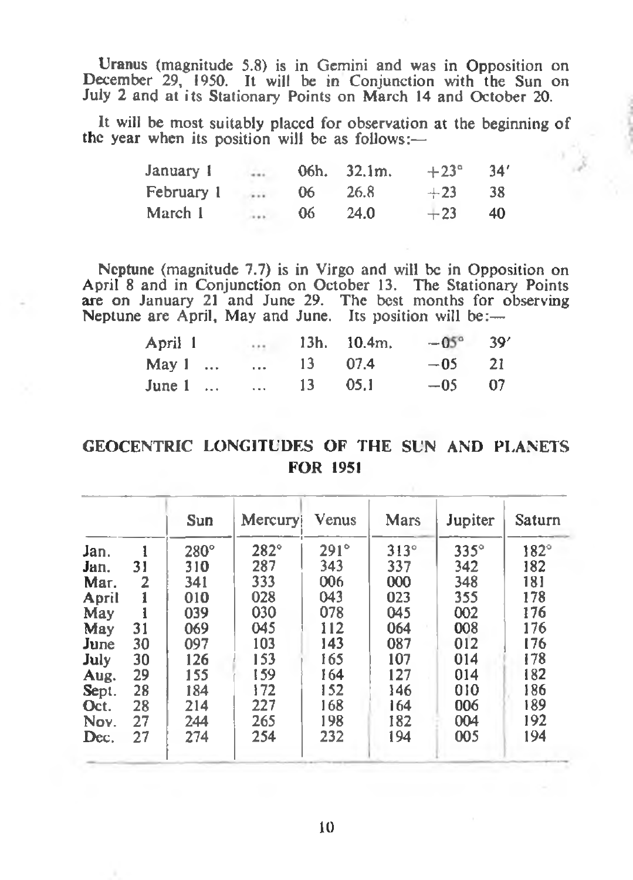**Uranus** (magnitude 5.8) is in Gemini and was in Opposition on December 29, 1950. It will be in Conjunction with the Sun on July 2 and at its Stationary Points on March 14 and October 20.

It will be most suitably placed for observation at the beginning of the year when its position will be as follows:—

| | | | | |
|---|---|---|---|---|
| January 1 ... | 06h. | 32.1m. | +23° | 34′ |
| February 1 ... | 06 | 26.8 | +23 | 38 |
| March 1 ... | 06 | 24.0 | +23 | 40 |

**Neptune** (magnitude 7.7) is in Virgo and will be in Opposition on April 8 and in Conjunction on October 13. The Stationary Points are on January 21 and June 29. The best months for observing Neptune are April, May and June. Its position will be:—

| | | | | |
|---|---|---|---|---|
| April 1 ... | 13h. | 10.4m. | −05° | 39′ |
| May 1 ... ... | 13 | 07.4 | −05 | 21 |
| June 1 ... ... | 13 | 05.1 | −05 | 07 |

## GEOCENTRIC LONGITUDES OF THE SUN AND PLANETS FOR 1951

| | Sun | Mercury | Venus | Mars | Jupiter | Saturn |
|---|---|---|---|---|---|---|
| Jan. 1 | 280° | 282° | 291° | 313° | 335° | 182° |
| Jan. 31 | 310 | 287 | 343 | 337 | 342 | 182 |
| Mar. 2 | 341 | 333 | 006 | 000 | 348 | 181 |
| April 1 | 010 | 028 | 043 | 023 | 355 | 178 |
| May 1 | 039 | 030 | 078 | 045 | 002 | 176 |
| May 31 | 069 | 045 | 112 | 064 | 008 | 176 |
| June 30 | 097 | 103 | 143 | 087 | 012 | 176 |
| July 30 | 126 | 153 | 165 | 107 | 014 | 178 |
| Aug. 29 | 155 | 159 | 164 | 127 | 014 | 182 |
| Sept. 28 | 184 | 172 | 152 | 146 | 010 | 186 |
| Oct. 28 | 214 | 227 | 168 | 164 | 006 | 189 |
| Nov. 27 | 244 | 265 | 198 | 182 | 004 | 192 |
| Dec. 27 | 274 | 254 | 232 | 194 | 005 | 194 |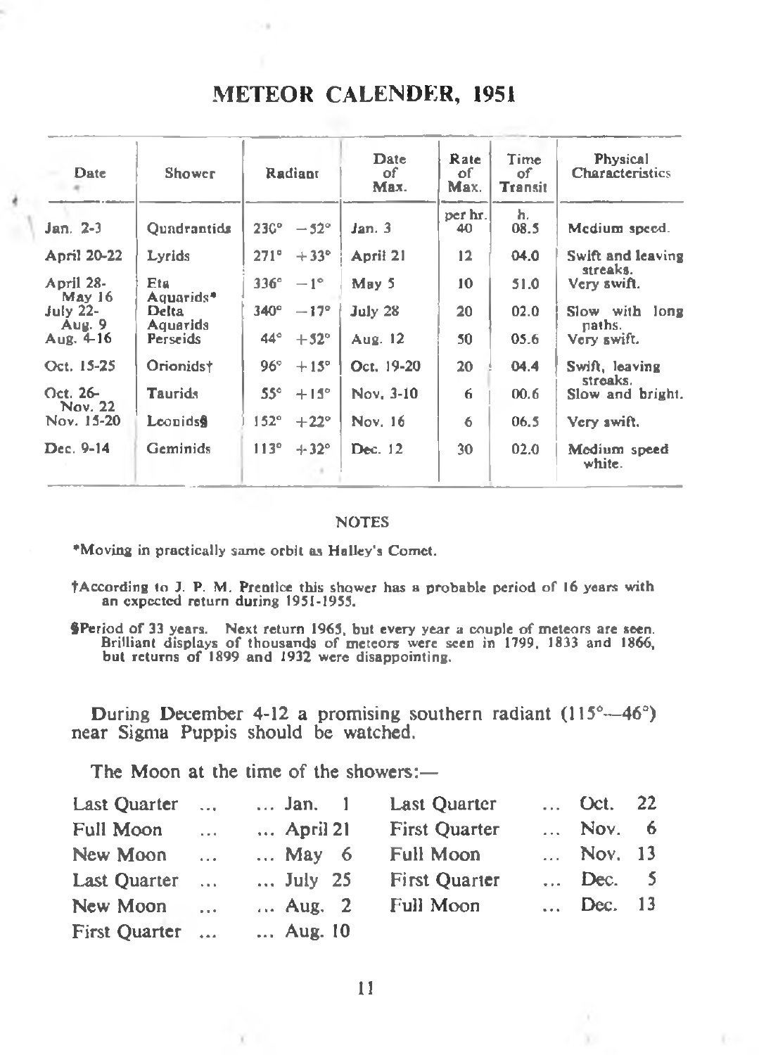# METEOR CALENDER, 1951

| Date | Shower | Radiant | | Date of Max. | Rate of Max. | Time of Transit | Physical Characteristics |
|---|---|---|---|---|---|---|---|
| | | | | | per hr. | h. | |
| Jan. 2-3 | Quadrantids | 230° | −52° | Jan. 3 | 40 | 08.5 | Medium speed. |
| April 20-22 | Lyrids | 271° | +33° | April 21 | 12 | 04.0 | Swift and leaving streaks. |
| April 28-May 16 | Eta Aquarids* | 336° | −1° | May 5 | 10 | 51.0 | Very swift. |
| July 22-Aug. 9 | Delta Aquarids | 340° | −17° | July 28 | 20 | 02.0 | Slow with long paths. |
| Aug. 4-16 | Perseids | 44° | +52° | Aug. 12 | 50 | 05.6 | Very swift. |
| Oct. 15-25 | Orionids† | 96° | +15° | Oct. 19-20 | 20 | 04.4 | Swift, leaving streaks. |
| Oct. 26-Nov. 22 | Taurids | 55° | +15° | Nov. 3-10 | 6 | 00.6 | Slow and bright. |
| Nov. 15-20 | Leonids§ | 152° | +22° | Nov. 16 | 6 | 06.5 | Very swift. |
| Dec. 9-14 | Geminids | 113° | +32° | Dec. 12 | 30 | 02.0 | Medium speed white. |

NOTES

*Moving in practically same orbit as Halley's Comet.

†According to J. P. M. Prentice this shower has a probable period of 16 years with an expected return during 1951-1955.

§Period of 33 years. Next return 1965, but every year a couple of meteors are seen. Brilliant displays of thousands of meteors were seen in 1799, 1833 and 1866, but returns of 1899 and 1932 were disappointing.

During December 4-12 a promising southern radiant (115°—46°) near Sigma Puppis should be watched.

The Moon at the time of the showers:—

| | | | |
|---|---|---|---|
| Last Quarter | ... Jan. 1 | Last Quarter | ... Oct. 22 |
| Full Moon | ... April 21 | First Quarter | ... Nov. 6 |
| New Moon | ... May 6 | Full Moon | ... Nov. 13 |
| Last Quarter | ... July 25 | First Quarter | ... Dec. 5 |
| New Moon | ... Aug. 2 | Full Moon | ... Dec. 13 |
| First Quarter | ... Aug. 10 | | |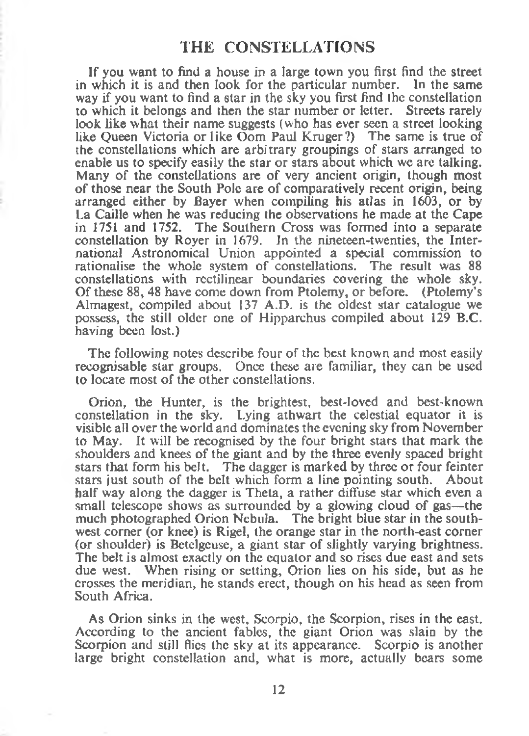## THE CONSTELLATIONS

If you want to find a house in a large town you first find the street in which it is and then look for the particular number. In the same way if you want to find a star in the sky you first find the constellation to which it belongs and then the star number or letter. Streets rarely look like what their name suggests (who has ever seen a street looking like Queen Victoria or like Oom Paul Kruger?) The same is true of the constellations which are arbitrary groupings of stars arranged to enable us to specify easily the star or stars about which we are talking. Many of the constellations are of very ancient origin, though most of those near the South Pole are of comparatively recent origin, being arranged either by Bayer when compiling his atlas in 1603, or by La Caille when he was reducing the observations he made at the Cape in 1751 and 1752. The Southern Cross was formed into a separate constellation by Royer in 1679. In the nineteen-twenties, the International Astronomical Union appointed a special commission to rationalise the whole system of constellations. The result was 88 constellations with rectilinear boundaries covering the whole sky. Of these 88, 48 have come down from Ptolemy, or before. (Ptolemy's Almagest, compiled about 137 A.D. is the oldest star catalogue we possess, the still older one of Hipparchus compiled about 129 B.C. having been lost.)

The following notes describe four of the best known and most easily recognisable star groups. Once these are familiar, they can be used to locate most of the other constellations.

Orion, the Hunter, is the brightest, best-loved and best-known constellation in the sky. Lying athwart the celestial equator it is visible all over the world and dominates the evening sky from November to May. It will be recognised by the four bright stars that mark the shoulders and knees of the giant and by the three evenly spaced bright stars that form his belt. The dagger is marked by three or four feinter stars just south of the belt which form a line pointing south. About half way along the dagger is Theta, a rather diffuse star which even a small telescope shows as surrounded by a glowing cloud of gas—the much photographed Orion Nebula. The bright blue star in the south-west corner (or knee) is Rigel, the orange star in the north-east corner (or shoulder) is Betelgeuse, a giant star of slightly varying brightness. The belt is almost exactly on the equator and so rises due east and sets due west. When rising or setting, Orion lies on his side, but as he crosses the meridian, he stands erect, though on his head as seen from South Africa.

As Orion sinks in the west, Scorpio, the Scorpion, rises in the east. According to the ancient fables, the giant Orion was slain by the Scorpion and still flies the sky at its appearance. Scorpio is another large bright constellation and, what is more, actually bears some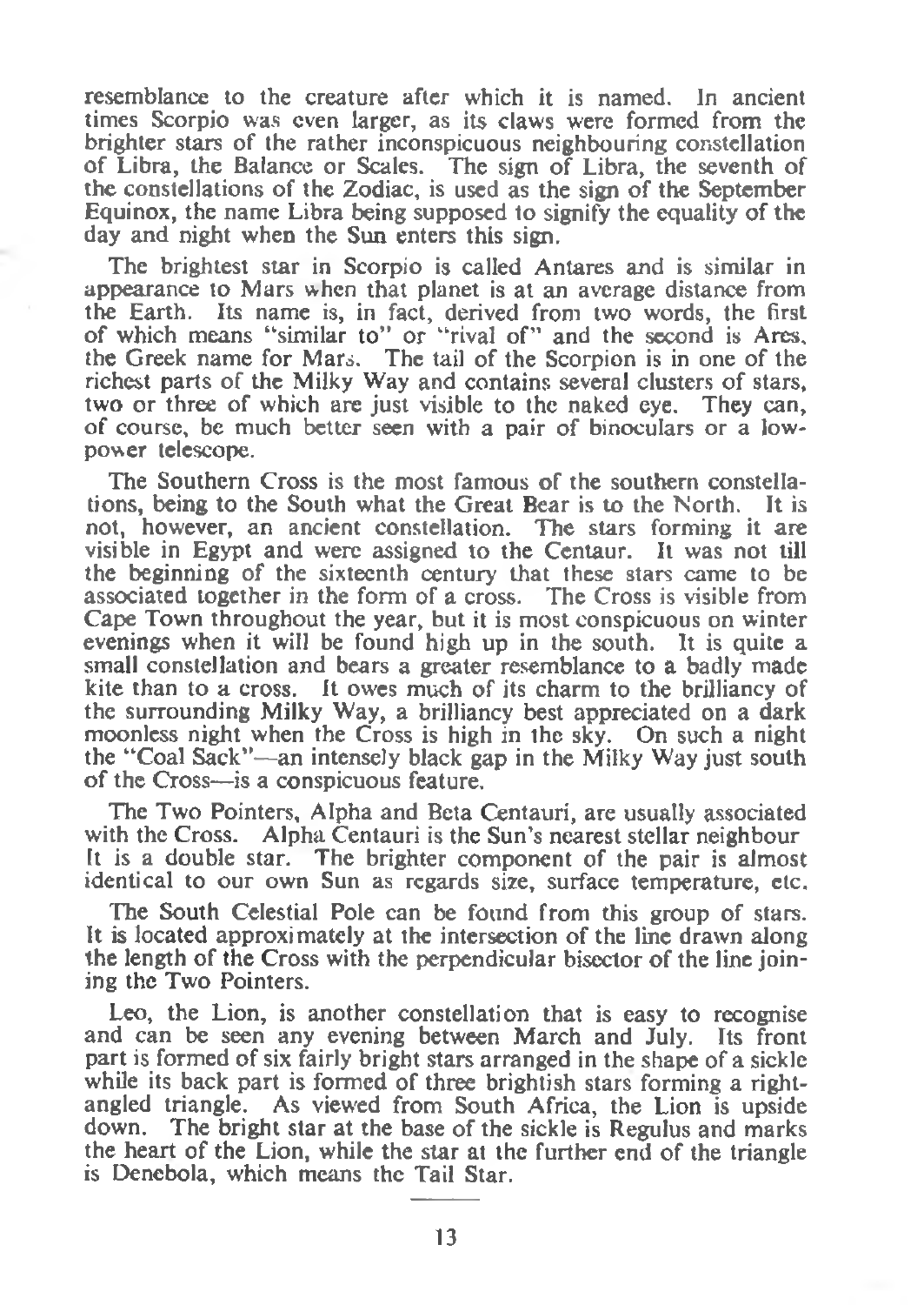resemblance to the creature after which it is named. In ancient times Scorpio was even larger, as its claws were formed from the brighter stars of the rather inconspicuous neighbouring constellation of Libra, the Balance or Scales. The sign of Libra, the seventh of the constellations of the Zodiac, is used as the sign of the September Equinox, the name Libra being supposed to signify the equality of the day and night when the Sun enters this sign.

The brightest star in Scorpio is called Antares and is similar in appearance to Mars when that planet is at an average distance from the Earth. Its name is, in fact, derived from two words, the first of which means "similar to" or "rival of" and the second is Ares, the Greek name for Mars. The tail of the Scorpion is in one of the richest parts of the Milky Way and contains several clusters of stars, two or three of which are just visible to the naked eye. They can, of course, be much better seen with a pair of binoculars or a low-power telescope.

The Southern Cross is the most famous of the southern constellations, being to the South what the Great Bear is to the North. It is not, however, an ancient constellation. The stars forming it are visible in Egypt and were assigned to the Centaur. It was not till the beginning of the sixteenth century that these stars came to be associated together in the form of a cross. The Cross is visible from Cape Town throughout the year, but it is most conspicuous on winter evenings when it will be found high up in the south. It is quite a small constellation and bears a greater resemblance to a badly made kite than to a cross. It owes much of its charm to the brilliancy of the surrounding Milky Way, a brilliancy best appreciated on a dark moonless night when the Cross is high in the sky. On such a night the "Coal Sack"—an intensely black gap in the Milky Way just south of the Cross—is a conspicuous feature.

The Two Pointers, Alpha and Beta Centauri, are usually associated with the Cross. Alpha Centauri is the Sun's nearest stellar neighbour It is a double star. The brighter component of the pair is almost identical to our own Sun as regards size, surface temperature, etc.

The South Celestial Pole can be found from this group of stars. It is located approximately at the intersection of the line drawn along the length of the Cross with the perpendicular bisector of the line joining the Two Pointers.

Leo, the Lion, is another constellation that is easy to recognise and can be seen any evening between March and July. Its front part is formed of six fairly bright stars arranged in the shape of a sickle while its back part is formed of three brightish stars forming a right-angled triangle. As viewed from South Africa, the Lion is upside down. The bright star at the base of the sickle is Regulus and marks the heart of the Lion, while the star at the further end of the triangle is Denebola, which means the Tail Star.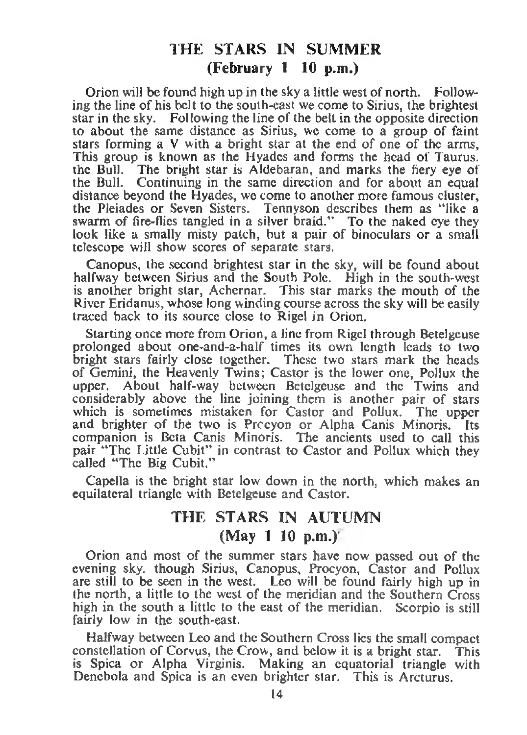## THE STARS IN SUMMER
### (February 1 10 p.m.)

Orion will be found high up in the sky a little west of north. Following the line of his belt to the south-east we come to Sirius, the brightest star in the sky. Following the line of the belt in the opposite direction to about the same distance as Sirius, we come to a group of faint stars forming a V with a bright star at the end of one of the arms, This group is known as the Hyades and forms the head of Taurus. the Bull. The bright star is Aldebaran, and marks the fiery eye of the Bull. Continuing in the same direction and for about an equal distance beyond the Hyades, we come to another more famous cluster, the Pleiades or Seven Sisters. Tennyson describes them as "like a swarm of fire-flies tangled in a silver braid." To the naked eye they look like a smally misty patch, but a pair of binoculars or a small telescope will show scores of separate stars.

Canopus, the second brightest star in the sky, will be found about halfway between Sirius and the South Pole. High in the south-west is another bright star, Achernar. This star marks the mouth of the River Eridanus, whose long winding course across the sky will be easily traced back to its source close to Rigel in Orion.

Starting once more from Orion, a line from Rigel through Betelgeuse prolonged about one-and-a-half times its own length leads to two bright stars fairly close together. These two stars mark the heads of Gemini, the Heavenly Twins; Castor is the lower one, Pollux the upper. About half-way between Betelgeuse and the Twins and considerably above the line joining them is another pair of stars which is sometimes mistaken for Castor and Pollux. The upper and brighter of the two is Procyon or Alpha Canis Minoris. Its companion is Beta Canis Minoris. The ancients used to call this pair "The Little Cubit" in contrast to Castor and Pollux which they called "The Big Cubit."

Capella is the bright star low down in the north, which makes an equilateral triangle with Betelgeuse and Castor.

## THE STARS IN AUTUMN
### (May 1 10 p.m.)

Orion and most of the summer stars have now passed out of the evening sky. though Sirius, Canopus, Procyon, Castor and Pollux are still to be seen in the west. Leo will be found fairly high up in the north, a little to the west of the meridian and the Southern Cross high in the south a little to the east of the meridian. Scorpio is still fairly low in the south-east.

Halfway between Leo and the Southern Cross lies the small compact constellation of Corvus, the Crow, and below it is a bright star. This is Spica or Alpha Virginis. Making an equatorial triangle with Denebola and Spica is an even brighter star. This is Arcturus.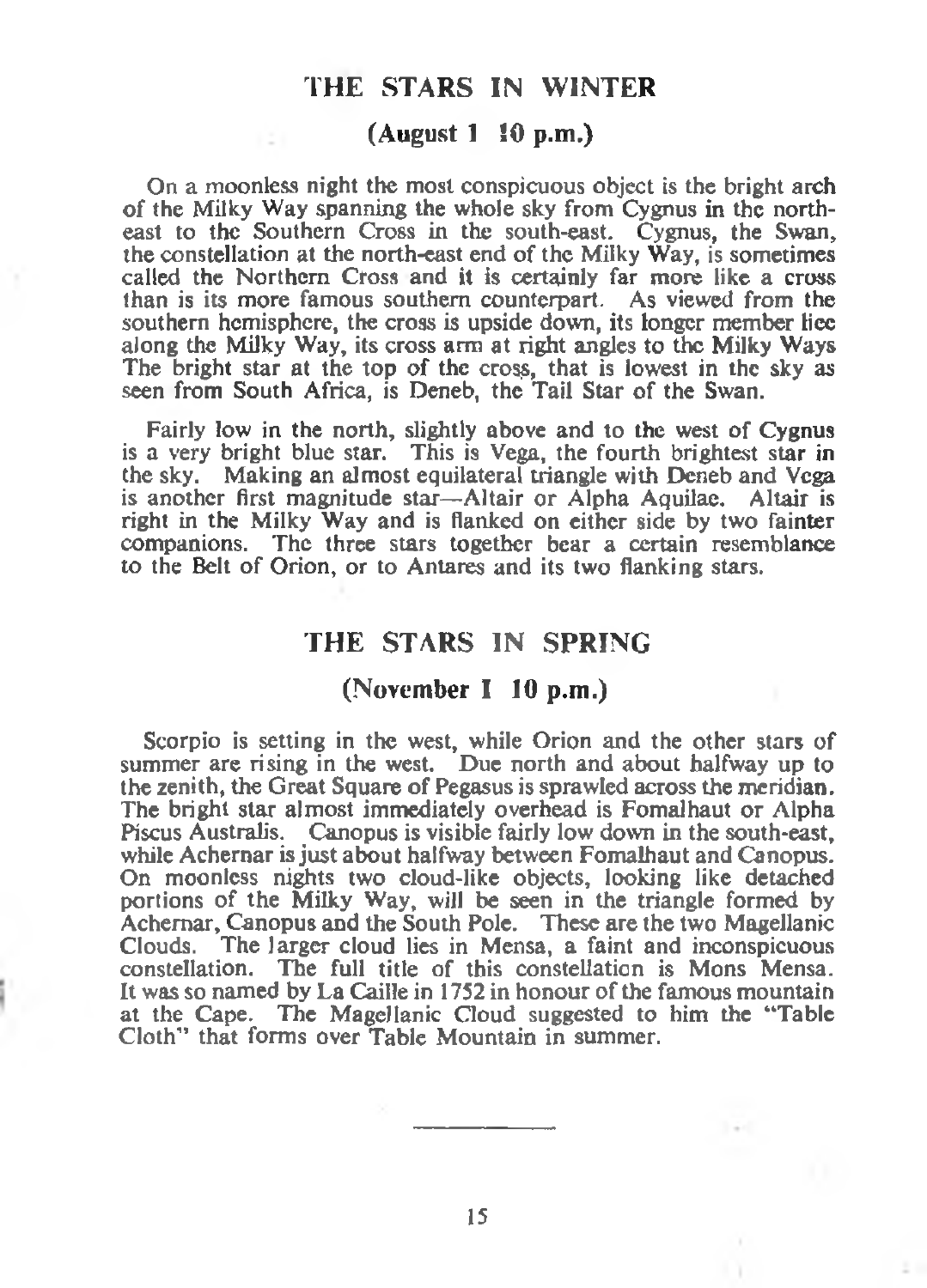## THE STARS IN WINTER

### (August 1 10 p.m.)

On a moonless night the most conspicuous object is the bright arch of the Milky Way spanning the whole sky from Cygnus in the north-east to the Southern Cross in the south-east. Cygnus, the Swan, the constellation at the north-east end of the Milky Way, is sometimes called the Northern Cross and it is certainly far more like a cross than is its more famous southern counterpart. As viewed from the southern hemisphere, the cross is upside down, its longer member liee along the Milky Way, its cross arm at right angles to the Milky Ways The bright star at the top of the cross, that is lowest in the sky as seen from South Africa, is Deneb, the Tail Star of the Swan.

Fairly low in the north, slightly above and to the west of Cygnus is a very bright blue star. This is Vega, the fourth brightest star in the sky. Making an almost equilateral triangle with Deneb and Vega is another first magnitude star—Altair or Alpha Aquilae. Altair is right in the Milky Way and is flanked on either side by two fainter companions. The three stars together bear a certain resemblance to the Belt of Orion, or to Antares and its two flanking stars.

## THE STARS IN SPRING

### (November 1 10 p.m.)

Scorpio is setting in the west, while Orion and the other stars of summer are rising in the west. Due north and about halfway up to the zenith, the Great Square of Pegasus is sprawled across the meridian. The bright star almost immediately overhead is Fomalhaut or Alpha Piscus Australis. Canopus is visible fairly low down in the south-east, while Achernar is just about halfway between Fomalhaut and Canopus. On moonless nights two cloud-like objects, looking like detached portions of the Milky Way, will be seen in the triangle formed by Achernar, Canopus and the South Pole. These are the two Magellanic Clouds. The larger cloud lies in Mensa, a faint and inconspicuous constellation. The full title of this constellation is Mons Mensa. It was so named by La Caille in 1752 in honour of the famous mountain at the Cape. The Magellanic Cloud suggested to him the "Table Cloth" that forms over Table Mountain in summer.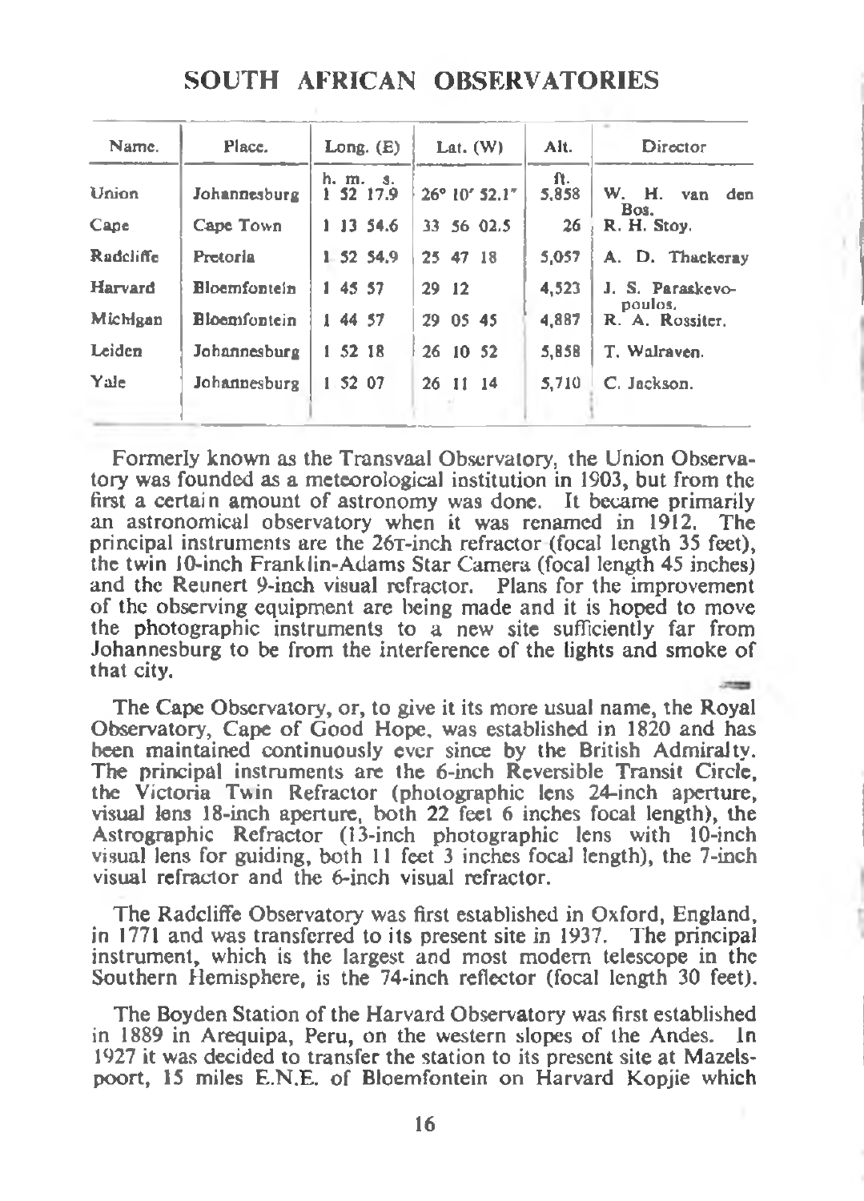# SOUTH AFRICAN OBSERVATORIES

| Name. | Place. | Long. (E) | Lat. (W) | Alt. | Director |
|---|---|---|---|---|---|
| | | h. m. s. | | ft. | |
| Union | Johannesburg | 1 52 17.9 | 26° 10′ 52.1″ | 5,858 | W. H. van den Bos. |
| Cape | Cape Town | 1 13 54.6 | 33 56 02.5 | 26 | R. H. Stoy. |
| Radcliffe | Pretoria | 1 52 54.9 | 25 47 18 | 5,057 | A. D. Thackeray |
| Harvard | Bloemfontein | 1 45 57 | 29 12 | 4,523 | J. S. Paraskevopoulos. |
| Michigan | Bloemfontein | 1 44 57 | 29 05 45 | 4,887 | R. A. Rossiter. |
| Leiden | Johannesburg | 1 52 18 | 26 10 52 | 5,858 | T. Walraven. |
| Yale | Johannesburg | 1 52 07 | 26 11 14 | 5,710 | C. Jackson. |

Formerly known as the Transvaal Observatory, the Union Observatory was founded as a meteorological institution in 1903, but from the first a certain amount of astronomy was done. It became primarily an astronomical observatory when it was renamed in 1912. The principal instruments are the 26T-inch refractor (focal length 35 feet), the twin 10-inch Franklin-Adams Star Camera (focal length 45 inches) and the Reunert 9-inch visual refractor. Plans for the improvement of the observing equipment are being made and it is hoped to move the photographic instruments to a new site sufficiently far from Johannesburg to be from the interference of the lights and smoke of that city.

The Cape Observatory, or, to give it its more usual name, the Royal Observatory, Cape of Good Hope, was established in 1820 and has been maintained continuously ever since by the British Admiralty. The principal instruments are the 6-inch Reversible Transit Circle, the Victoria Twin Refractor (photographic lens 24-inch aperture, visual lens 18-inch aperture, both 22 feet 6 inches focal length), the Astrographic Refractor (13-inch photographic lens with 10-inch visual lens for guiding, both 11 feet 3 inches focal length), the 7-inch visual refractor and the 6-inch visual refractor.

The Radcliffe Observatory was first established in Oxford, England, in 1771 and was transferred to its present site in 1937. The principal instrument, which is the largest and most modern telescope in the Southern Hemisphere, is the 74-inch reflector (focal length 30 feet).

The Boyden Station of the Harvard Observatory was first established in 1889 in Arequipa, Peru, on the western slopes of the Andes. In 1927 it was decided to transfer the station to its present site at Mazelspoort, 15 miles E.N.E. of Bloemfontein on Harvard Kopjie which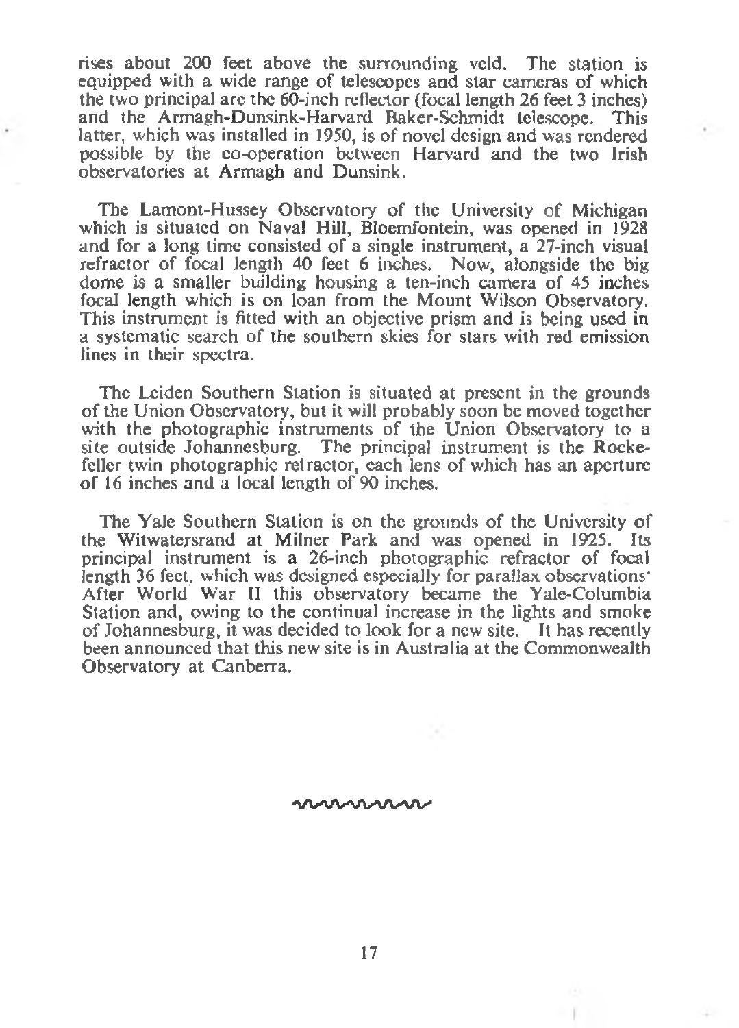rises about 200 feet above the surrounding veld. The station is equipped with a wide range of telescopes and star cameras of which the two principal are the 60-inch reflector (focal length 26 feet 3 inches) and the Armagh-Dunsink-Harvard Baker-Schmidt telescope. This latter, which was installed in 1950, is of novel design and was rendered possible by the co-operation between Harvard and the two Irish observatories at Armagh and Dunsink.

The Lamont-Hussey Observatory of the University of Michigan which is situated on Naval Hill, Bloemfontein, was opened in 1928 and for a long time consisted of a single instrument, a 27-inch visual refractor of focal length 40 feet 6 inches. Now, alongside the big dome is a smaller building housing a ten-inch camera of 45 inches focal length which is on loan from the Mount Wilson Observatory. This instrument is fitted with an objective prism and is being used in a systematic search of the southern skies for stars with red emission lines in their spectra.

The Leiden Southern Station is situated at present in the grounds of the Union Observatory, but it will probably soon be moved together with the photographic instruments of the Union Observatory to a site outside Johannesburg. The principal instrument is the Rockefeller twin photographic refractor, each lens of which has an aperture of 16 inches and a local length of 90 inches.

The Yale Southern Station is on the grounds of the University of the Witwatersrand at Milner Park and was opened in 1925. Its principal instrument is a 26-inch photographic refractor of focal length 36 feet, which was designed especially for parallax observations. After World War II this observatory became the Yale-Columbia Station and, owing to the continual increase in the lights and smoke of Johannesburg, it was decided to look for a new site. It has recently been announced that this new site is in Australia at the Commonwealth Observatory at Canberra.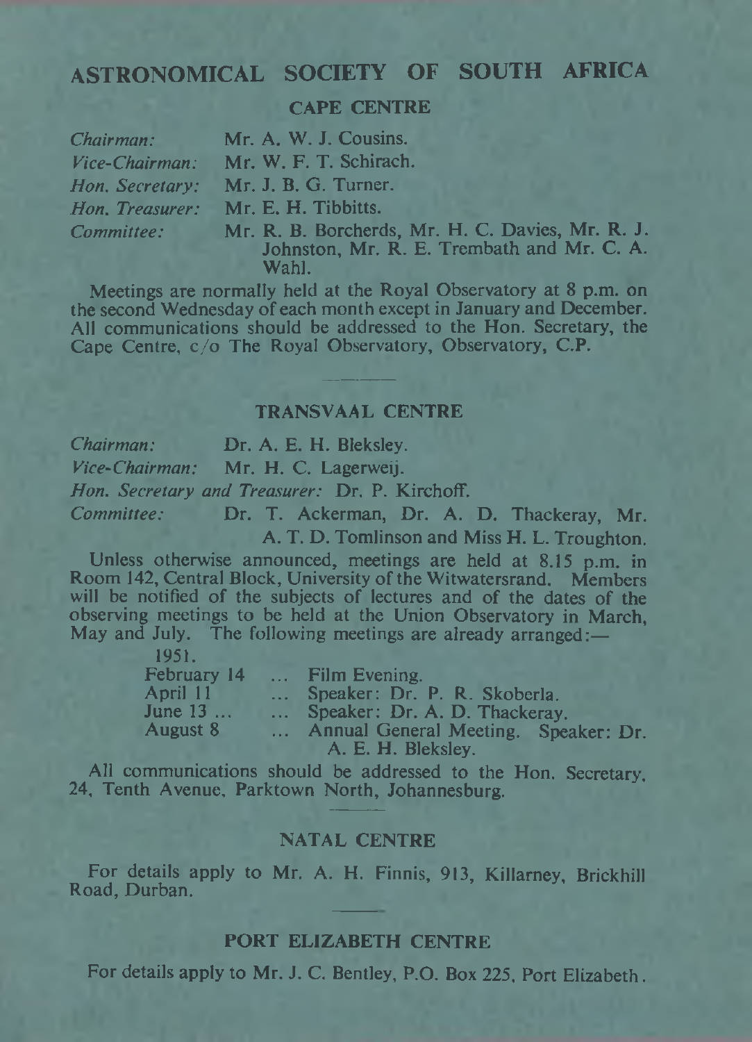# ASTRONOMICAL SOCIETY OF SOUTH AFRICA

## CAPE CENTRE

*Chairman:* Mr. A. W. J. Cousins.

*Vice-Chairman:* Mr. W. F. T. Schirach.

*Hon. Secretary:* Mr. J. B. G. Turner.

*Hon. Treasurer:* Mr. E. H. Tibbitts.

*Committee:* Mr. R. B. Borcherds, Mr. H. C. Davies, Mr. R. J. Johnston, Mr. R. E. Trembath and Mr. C. A. Wahl.

Meetings are normally held at the Royal Observatory at 8 p.m. on the second Wednesday of each month except in January and December. All communications should be addressed to the Hon. Secretary, the Cape Centre, c/o The Royal Observatory, Observatory, C.P.

---

## TRANSVAAL CENTRE

*Chairman:* Dr. A. E. H. Bleksley.

*Vice-Chairman:* Mr. H. C. Lagerweij.

*Hon. Secretary and Treasurer:* Dr. P. Kirchoff.

*Committee:* Dr. T. Ackerman, Dr. A. D. Thackeray, Mr. A. T. D. Tomlinson and Miss H. L. Troughton.

Unless otherwise announced, meetings are held at 8.15 p.m. in Room 142, Central Block, University of the Witwatersrand. Members will be notified of the subjects of lectures and of the dates of the observing meetings to be held at the Union Observatory in March, May and July. The following meetings are already arranged:—

1951.

| | |
|---|---|
| February 14 | ... Film Evening. |
| April 11 | ... Speaker: Dr. P. R. Skoberla. |
| June 13 ... | ... Speaker: Dr. A. D. Thackeray. |
| August 8 | ... Annual General Meeting. Speaker: Dr. A. E. H. Bleksley. |

All communications should be addressed to the Hon. Secretary, 24, Tenth Avenue, Parktown North, Johannesburg.

---

## NATAL CENTRE

For details apply to Mr. A. H. Finnis, 913, Killarney, Brickhill Road, Durban.

---

## PORT ELIZABETH CENTRE

For details apply to Mr. J. C. Bentley, P.O. Box 225, Port Elizabeth.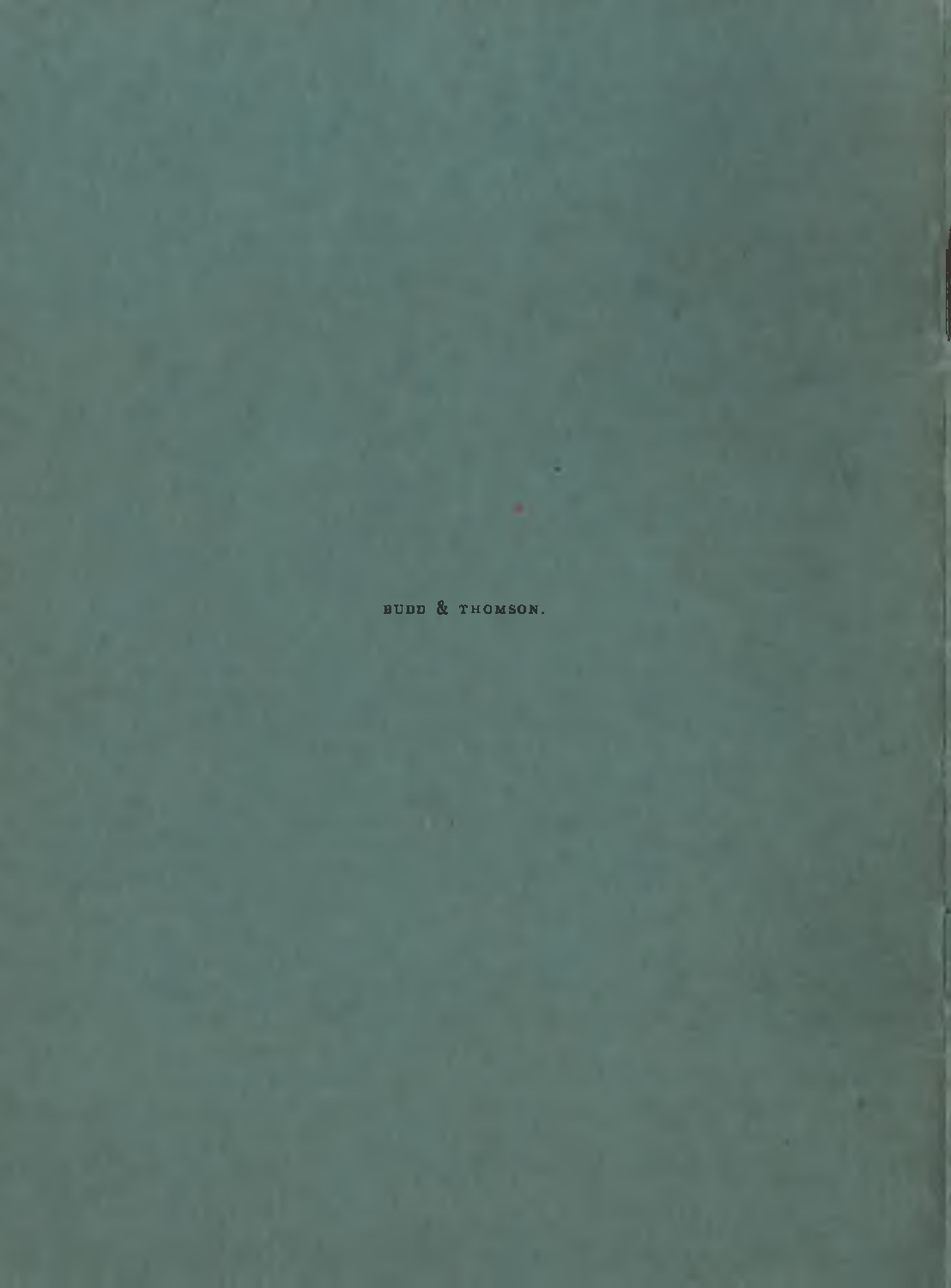BUDD & THOMSON.